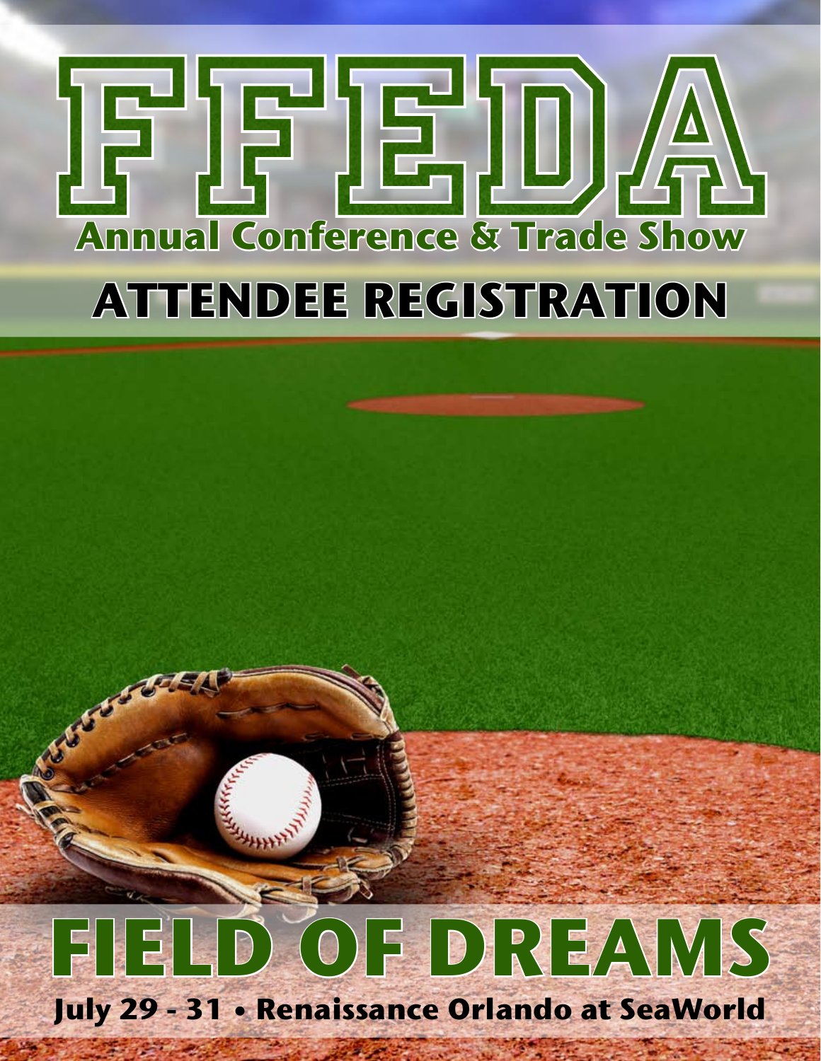# FFEDA

## Annual Conference & Trade Show

## ATTENDEE REGISTRATION

# FIELD OF DREAMS

**July 29 - 31 • Renaissance Orlando at SeaWorld**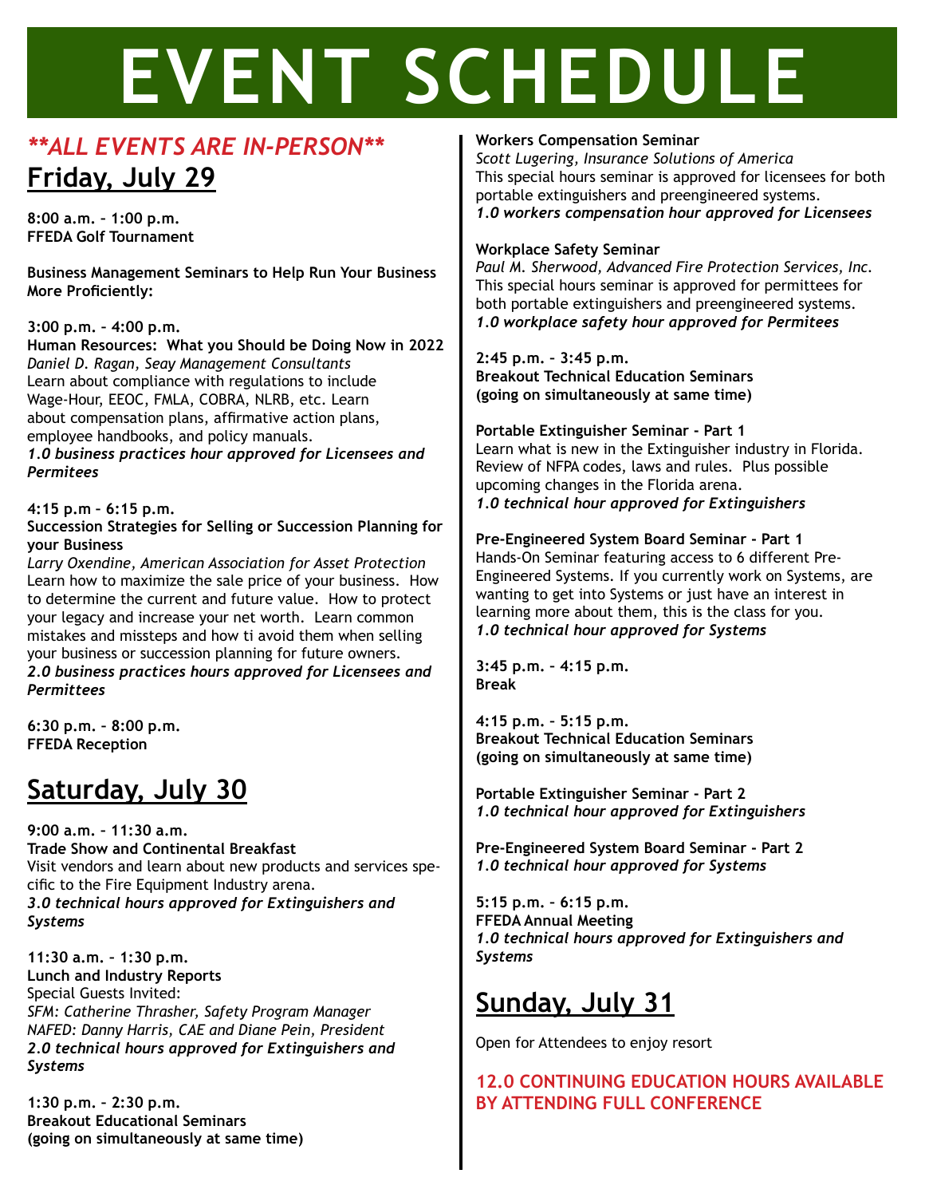# EVENT SCHEDULE

***\*\*ALL EVENTS ARE IN-PERSON\*\****

## Friday, July 29

**8:00 a.m. – 1:00 p.m.**
**FFEDA Golf Tournament**

**Business Management Seminars to Help Run Your Business More Proficiently:**

**3:00 p.m. – 4:00 p.m.**
**Human Resources: What you Should be Doing Now in 2022**
*Daniel D. Ragan, Seay Management Consultants*
Learn about compliance with regulations to include Wage-Hour, EEOC, FMLA, COBRA, NLRB, etc. Learn about compensation plans, affirmative action plans, employee handbooks, and policy manuals.
***1.0 business practices hour approved for Licensees and Permitees***

**4:15 p.m – 6:15 p.m.**
**Succession Strategies for Selling or Succession Planning for your Business**
*Larry Oxendine, American Association for Asset Protection*
Learn how to maximize the sale price of your business. How to determine the current and future value. How to protect your legacy and increase your net worth. Learn common mistakes and missteps and how ti avoid them when selling your business or succession planning for future owners.
***2.0 business practices hours approved for Licensees and Permittees***

**6:30 p.m. – 8:00 p.m.**
**FFEDA Reception**

## Saturday, July 30

**9:00 a.m. – 11:30 a.m.**
**Trade Show and Continental Breakfast**
Visit vendors and learn about new products and services specific to the Fire Equipment Industry arena.
***3.0 technical hours approved for Extinguishers and Systems***

**11:30 a.m. – 1:30 p.m.**
**Lunch and Industry Reports**
Special Guests Invited:
*SFM: Catherine Thrasher, Safety Program Manager*
*NAFED: Danny Harris, CAE and Diane Pein, President*
***2.0 technical hours approved for Extinguishers and Systems***

**1:30 p.m. – 2:30 p.m.**
**Breakout Educational Seminars**
**(going on simultaneously at same time)**

**Workers Compensation Seminar**
*Scott Lugering, Insurance Solutions of America*
This special hours seminar is approved for licensees for both portable extinguishers and preengineered systems.
***1.0 workers compensation hour approved for Licensees***

**Workplace Safety Seminar**
*Paul M. Sherwood, Advanced Fire Protection Services, Inc.*
This special hours seminar is approved for permittees for both portable extinguishers and preengineered systems.
***1.0 workplace safety hour approved for Permitees***

**2:45 p.m. – 3:45 p.m.**
**Breakout Technical Education Seminars**
**(going on simultaneously at same time)**

**Portable Extinguisher Seminar - Part 1**
Learn what is new in the Extinguisher industry in Florida. Review of NFPA codes, laws and rules. Plus possible upcoming changes in the Florida arena.
***1.0 technical hour approved for Extinguishers***

**Pre-Engineered System Board Seminar - Part 1**
Hands-On Seminar featuring access to 6 different Pre-Engineered Systems. If you currently work on Systems, are wanting to get into Systems or just have an interest in learning more about them, this is the class for you.
***1.0 technical hour approved for Systems***

**3:45 p.m. – 4:15 p.m.**
**Break**

**4:15 p.m. – 5:15 p.m.**
**Breakout Technical Education Seminars**
**(going on simultaneously at same time)**

**Portable Extinguisher Seminar - Part 2**
***1.0 technical hour approved for Extinguishers***

**Pre-Engineered System Board Seminar - Part 2**
***1.0 technical hour approved for Systems***

**5:15 p.m. – 6:15 p.m.**
**FFEDA Annual Meeting**
***1.0 technical hours approved for Extinguishers and Systems***

## Sunday, July 31

Open for Attendees to enjoy resort

**12.0 CONTINUING EDUCATION HOURS AVAILABLE BY ATTENDING FULL CONFERENCE**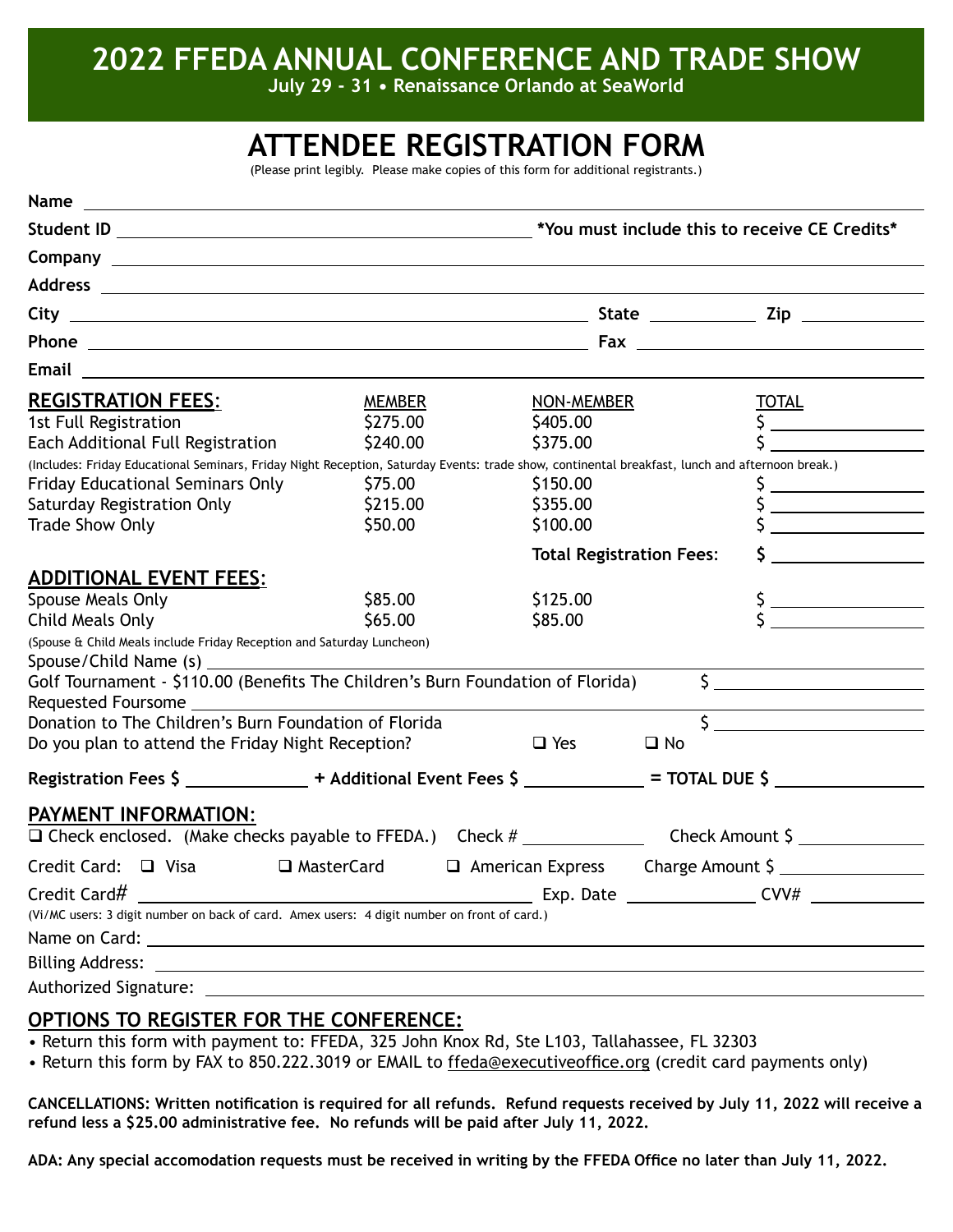# 2022 FFEDA ANNUAL CONFERENCE AND TRADE SHOW

**July 29 - 31 • Renaissance Orlando at SeaWorld**

## ATTENDEE REGISTRATION FORM

(Please print legibly. Please make copies of this form for additional registrants.)

**Name** ____________________________________________

**Student ID** ______________________ ***You must include this to receive CE Credits***

**Company** ____________________________________________

**Address** ____________________________________________

**City** ______________________ **State** __________ **Zip** __________

**Phone** ______________________ **Fax** ______________________

**Email** ____________________________________________

| **REGISTRATION FEES:** | MEMBER | NON-MEMBER | TOTAL |
|---|---|---|---|
| 1st Full Registration | $275.00 | $405.00 | $ ________ |
| Each Additional Full Registration | $240.00 | $375.00 | $ ________ |

(Includes: Friday Educational Seminars, Friday Night Reception, Saturday Events: trade show, continental breakfast, lunch and afternoon break.)

| | MEMBER | NON-MEMBER | TOTAL |
|---|---|---|---|
| Friday Educational Seminars Only | $75.00 | $150.00 | $ ________ |
| Saturday Registration Only | $215.00 | $355.00 | $ ________ |
| Trade Show Only | $50.00 | $100.00 | $ ________ |
| | | **Total Registration Fees:** | **$** ________ |

| **ADDITIONAL EVENT FEES:** | MEMBER | NON-MEMBER | TOTAL |
|---|---|---|---|
| Spouse Meals Only | $85.00 | $125.00 | $ ________ |
| Child Meals Only | $65.00 | $85.00 | $ ________ |

(Spouse & Child Meals include Friday Reception and Saturday Luncheon)

Spouse/Child Name (s) ____________________________________________

Golf Tournament - $110.00 (Benefits The Children's Burn Foundation of Florida) $ ________

Requested Foursome ____________________________________________

Donation to The Children's Burn Foundation of Florida $ ________

Do you plan to attend the Friday Night Reception? ❑ Yes ❑ No

**Registration Fees $ ________ + Additional Event Fees $ ________ = TOTAL DUE $ ________**

## PAYMENT INFORMATION:

❑ Check enclosed. (Make checks payable to FFEDA.) Check # ________ Check Amount $ ________

Credit Card: ❑ Visa ❑ MasterCard ❑ American Express Charge Amount $ ________

Credit Card# ______________________ Exp. Date __________ CVV# __________

(Vi/MC users: 3 digit number on back of card. Amex users: 4 digit number on front of card.)

Name on Card: ____________________________________________

Billing Address: ____________________________________________

Authorized Signature: ____________________________________________

## OPTIONS TO REGISTER FOR THE CONFERENCE:

- Return this form with payment to: FFEDA, 325 John Knox Rd, Ste L103, Tallahassee, FL 32303
- Return this form by FAX to 850.222.3019 or EMAIL to ffeda@executiveoffice.org (credit card payments only)

**CANCELLATIONS: Written notification is required for all refunds. Refund requests received by July 11, 2022 will receive a refund less a $25.00 administrative fee. No refunds will be paid after July 11, 2022.**

**ADA: Any special accomodation requests must be received in writing by the FFEDA Office no later than July 11, 2022.**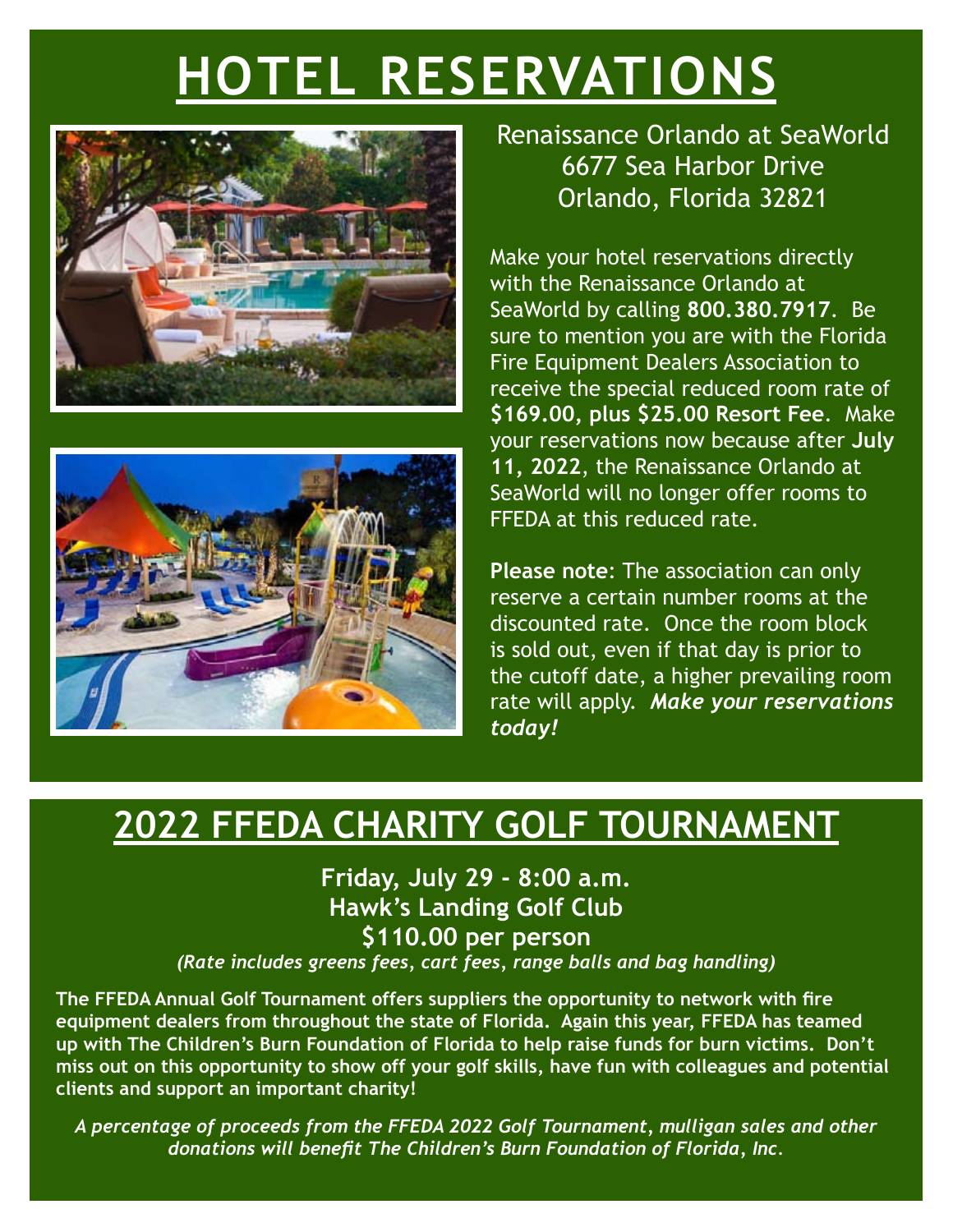# HOTEL RESERVATIONS

Renaissance Orlando at SeaWorld
6677 Sea Harbor Drive
Orlando, Florida 32821

Make your hotel reservations directly with the Renaissance Orlando at SeaWorld by calling **800.380.7917**. Be sure to mention you are with the Florida Fire Equipment Dealers Association to receive the special reduced room rate of **$169.00, plus $25.00 Resort Fee**. Make your reservations now because after **July 11, 2022**, the Renaissance Orlando at SeaWorld will no longer offer rooms to FFEDA at this reduced rate.

**Please note**: The association can only reserve a certain number rooms at the discounted rate. Once the room block is sold out, even if that day is prior to the cutoff date, a higher prevailing room rate will apply. ***Make your reservations today!***

# 2022 FFEDA CHARITY GOLF TOURNAMENT

**Friday, July 29 - 8:00 a.m.**
**Hawk's Landing Golf Club**
**$110.00 per person**
***(Rate includes greens fees, cart fees, range balls and bag handling)***

**The FFEDA Annual Golf Tournament offers suppliers the opportunity to network with fire equipment dealers from throughout the state of Florida. Again this year, FFEDA has teamed up with The Children's Burn Foundation of Florida to help raise funds for burn victims. Don't miss out on this opportunity to show off your golf skills, have fun with colleagues and potential clients and support an important charity!**

***A percentage of proceeds from the FFEDA 2022 Golf Tournament, mulligan sales and other donations will benefit The Children's Burn Foundation of Florida, Inc.***